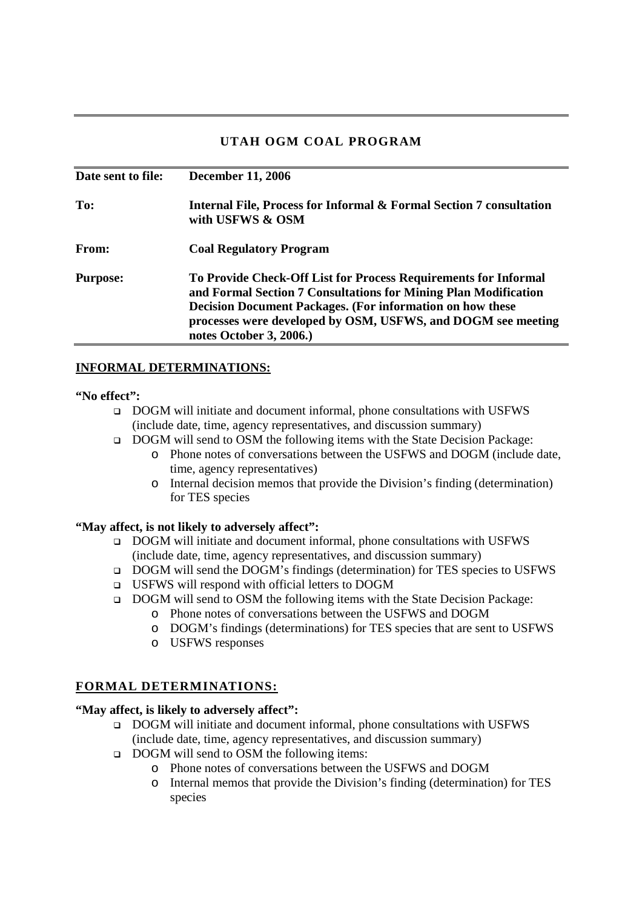# UTAH OGM COAL PROGRAM

| | |
|---|---|
| **Date sent to file:** | **December 11, 2006** |
| **To:** | **Internal File, Process for Informal & Formal Section 7 consultation with USFWS & OSM** |
| **From:** | **Coal Regulatory Program** |
| **Purpose:** | **To Provide Check-Off List for Process Requirements for Informal and Formal Section 7 Consultations for Mining Plan Modification Decision Document Packages. (For information on how these processes were developed by OSM, USFWS, and DOGM see meeting notes October 3, 2006.)** |

## INFORMAL DETERMINATIONS:

**"No effect":**

- DOGM will initiate and document informal, phone consultations with USFWS (include date, time, agency representatives, and discussion summary)
- DOGM will send to OSM the following items with the State Decision Package:
  - Phone notes of conversations between the USFWS and DOGM (include date, time, agency representatives)
  - Internal decision memos that provide the Division's finding (determination) for TES species

**"May affect, is not likely to adversely affect":**

- DOGM will initiate and document informal, phone consultations with USFWS (include date, time, agency representatives, and discussion summary)
- DOGM will send the DOGM's findings (determination) for TES species to USFWS
- USFWS will respond with official letters to DOGM
- DOGM will send to OSM the following items with the State Decision Package:
  - Phone notes of conversations between the USFWS and DOGM
  - DOGM's findings (determinations) for TES species that are sent to USFWS
  - USFWS responses

## FORMAL DETERMINATIONS:

**"May affect, is likely to adversely affect":**

- DOGM will initiate and document informal, phone consultations with USFWS (include date, time, agency representatives, and discussion summary)
- DOGM will send to OSM the following items:
  - Phone notes of conversations between the USFWS and DOGM
  - Internal memos that provide the Division's finding (determination) for TES species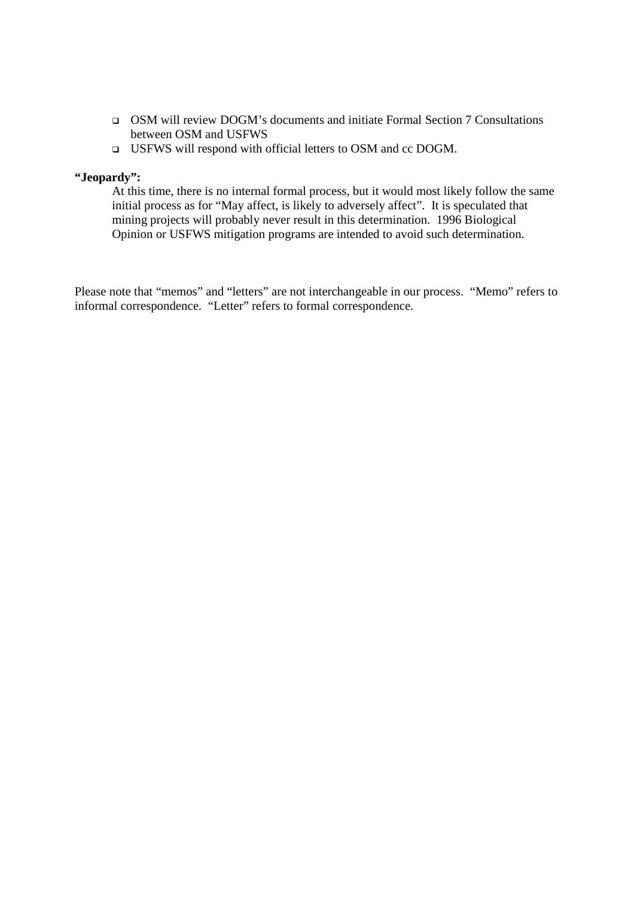- OSM will review DOGM's documents and initiate Formal Section 7 Consultations between OSM and USFWS
- USFWS will respond with official letters to OSM and cc DOGM.

**"Jeopardy":**

At this time, there is no internal formal process, but it would most likely follow the same initial process as for "May affect, is likely to adversely affect". It is speculated that mining projects will probably never result in this determination. 1996 Biological Opinion or USFWS mitigation programs are intended to avoid such determination.

Please note that "memos" and "letters" are not interchangeable in our process. "Memo" refers to informal correspondence. "Letter" refers to formal correspondence.